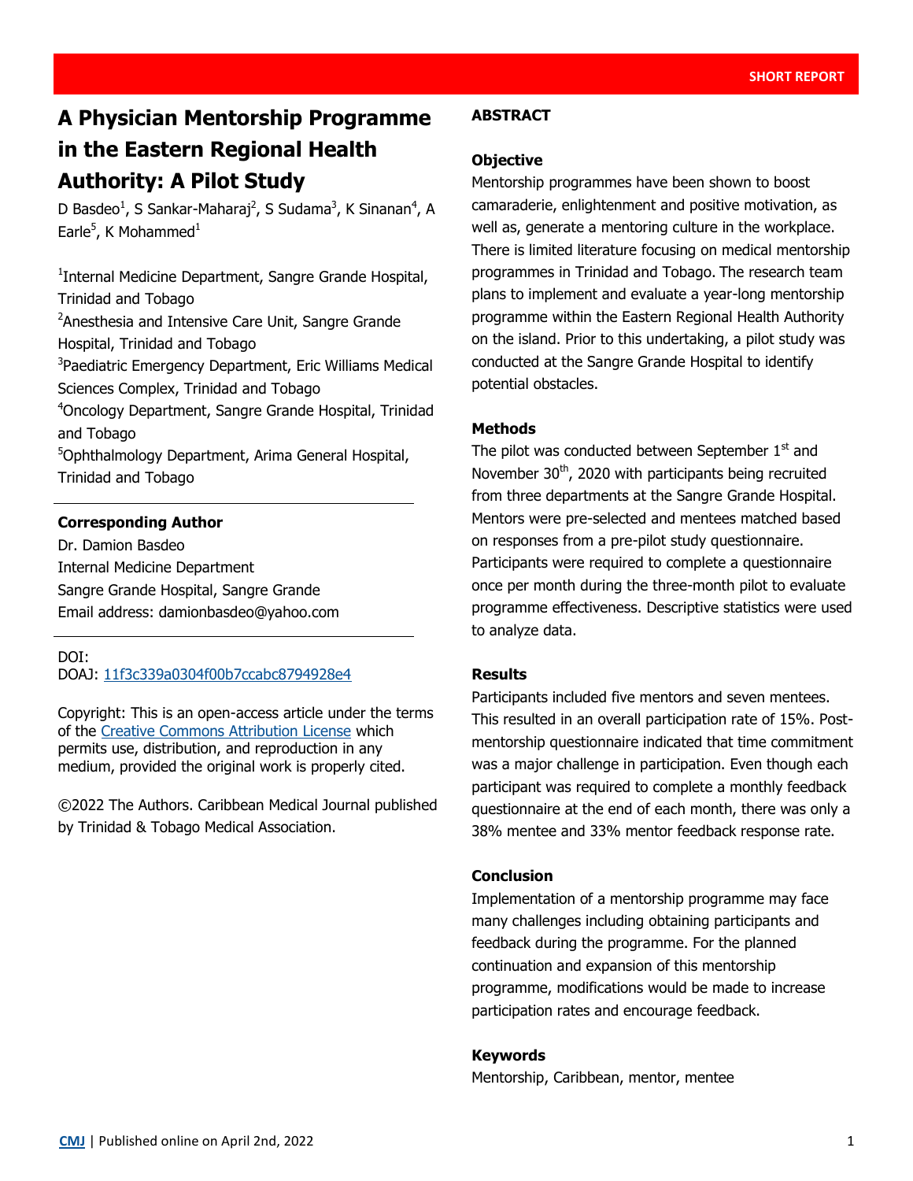SHORT REPORT

# A Physician Mentorship Programme in the Eastern Regional Health Authority: A Pilot Study

D Basdeo[1], S Sankar-Maharaj[2], S Sudama[3], K Sinanan[4], A Earle[5], K Mohammed[1]

[1]Internal Medicine Department, Sangre Grande Hospital, Trinidad and Tobago
[2]Anesthesia and Intensive Care Unit, Sangre Grande Hospital, Trinidad and Tobago
[3]Paediatric Emergency Department, Eric Williams Medical Sciences Complex, Trinidad and Tobago
[4]Oncology Department, Sangre Grande Hospital, Trinidad and Tobago
[5]Ophthalmology Department, Arima General Hospital, Trinidad and Tobago

**Corresponding Author**
Dr. Damion Basdeo
Internal Medicine Department
Sangre Grande Hospital, Sangre Grande
Email address: damionbasdeo@yahoo.com

DOI:
DOAJ: 11f3c339a0304f00b7ccabc8794928e4

Copyright: This is an open-access article under the terms of the Creative Commons Attribution License which permits use, distribution, and reproduction in any medium, provided the original work is properly cited.

©2022 The Authors. Caribbean Medical Journal published by Trinidad & Tobago Medical Association.

## ABSTRACT

### Objective

Mentorship programmes have been shown to boost camaraderie, enlightenment and positive motivation, as well as, generate a mentoring culture in the workplace. There is limited literature focusing on medical mentorship programmes in Trinidad and Tobago. The research team plans to implement and evaluate a year-long mentorship programme within the Eastern Regional Health Authority on the island. Prior to this undertaking, a pilot study was conducted at the Sangre Grande Hospital to identify potential obstacles.

### Methods

The pilot was conducted between September 1st and November 30th, 2020 with participants being recruited from three departments at the Sangre Grande Hospital. Mentors were pre-selected and mentees matched based on responses from a pre-pilot study questionnaire. Participants were required to complete a questionnaire once per month during the three-month pilot to evaluate programme effectiveness. Descriptive statistics were used to analyze data.

### Results

Participants included five mentors and seven mentees. This resulted in an overall participation rate of 15%. Post-mentorship questionnaire indicated that time commitment was a major challenge in participation. Even though each participant was required to complete a monthly feedback questionnaire at the end of each month, there was only a 38% mentee and 33% mentor feedback response rate.

### Conclusion

Implementation of a mentorship programme may face many challenges including obtaining participants and feedback during the programme. For the planned continuation and expansion of this mentorship programme, modifications would be made to increase participation rates and encourage feedback.

### Keywords

Mentorship, Caribbean, mentor, mentee

CMJ | Published online on April 2nd, 2022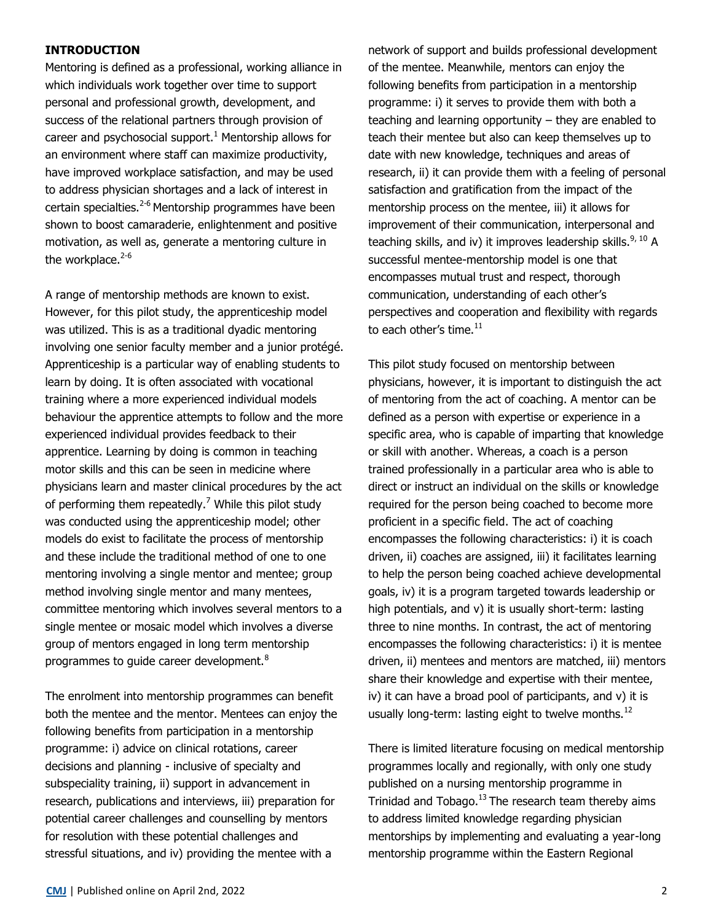## INTRODUCTION

Mentoring is defined as a professional, working alliance in which individuals work together over time to support personal and professional growth, development, and success of the relational partners through provision of career and psychosocial support.[1] Mentorship allows for an environment where staff can maximize productivity, have improved workplace satisfaction, and may be used to address physician shortages and a lack of interest in certain specialties.[2-6] Mentorship programmes have been shown to boost camaraderie, enlightenment and positive motivation, as well as, generate a mentoring culture in the workplace.[2-6]

A range of mentorship methods are known to exist. However, for this pilot study, the apprenticeship model was utilized. This is as a traditional dyadic mentoring involving one senior faculty member and a junior protégé. Apprenticeship is a particular way of enabling students to learn by doing. It is often associated with vocational training where a more experienced individual models behaviour the apprentice attempts to follow and the more experienced individual provides feedback to their apprentice. Learning by doing is common in teaching motor skills and this can be seen in medicine where physicians learn and master clinical procedures by the act of performing them repeatedly.[7] While this pilot study was conducted using the apprenticeship model; other models do exist to facilitate the process of mentorship and these include the traditional method of one to one mentoring involving a single mentor and mentee; group method involving single mentor and many mentees, committee mentoring which involves several mentors to a single mentee or mosaic model which involves a diverse group of mentors engaged in long term mentorship programmes to guide career development.[8]

The enrolment into mentorship programmes can benefit both the mentee and the mentor. Mentees can enjoy the following benefits from participation in a mentorship programme: i) advice on clinical rotations, career decisions and planning - inclusive of specialty and subspeciality training, ii) support in advancement in research, publications and interviews, iii) preparation for potential career challenges and counselling by mentors for resolution with these potential challenges and stressful situations, and iv) providing the mentee with a network of support and builds professional development of the mentee. Meanwhile, mentors can enjoy the following benefits from participation in a mentorship programme: i) it serves to provide them with both a teaching and learning opportunity – they are enabled to teach their mentee but also can keep themselves up to date with new knowledge, techniques and areas of research, ii) it can provide them with a feeling of personal satisfaction and gratification from the impact of the mentorship process on the mentee, iii) it allows for improvement of their communication, interpersonal and teaching skills, and iv) it improves leadership skills.[9, 10] A successful mentee-mentorship model is one that encompasses mutual trust and respect, thorough communication, understanding of each other's perspectives and cooperation and flexibility with regards to each other's time.[11]

This pilot study focused on mentorship between physicians, however, it is important to distinguish the act of mentoring from the act of coaching. A mentor can be defined as a person with expertise or experience in a specific area, who is capable of imparting that knowledge or skill with another. Whereas, a coach is a person trained professionally in a particular area who is able to direct or instruct an individual on the skills or knowledge required for the person being coached to become more proficient in a specific field. The act of coaching encompasses the following characteristics: i) it is coach driven, ii) coaches are assigned, iii) it facilitates learning to help the person being coached achieve developmental goals, iv) it is a program targeted towards leadership or high potentials, and v) it is usually short-term: lasting three to nine months. In contrast, the act of mentoring encompasses the following characteristics: i) it is mentee driven, ii) mentees and mentors are matched, iii) mentors share their knowledge and expertise with their mentee, iv) it can have a broad pool of participants, and v) it is usually long-term: lasting eight to twelve months.[12]

There is limited literature focusing on medical mentorship programmes locally and regionally, with only one study published on a nursing mentorship programme in Trinidad and Tobago.[13] The research team thereby aims to address limited knowledge regarding physician mentorships by implementing and evaluating a year-long mentorship programme within the Eastern Regional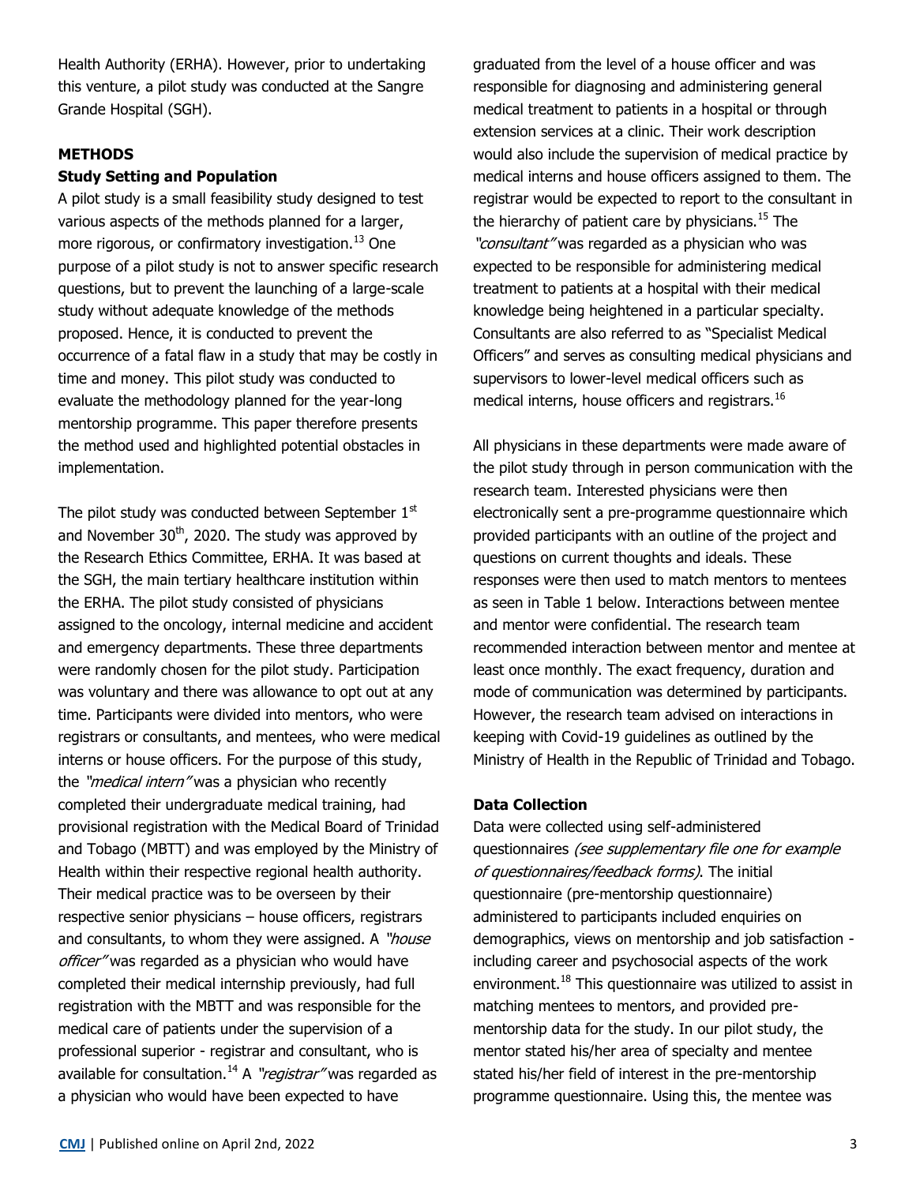Health Authority (ERHA). However, prior to undertaking this venture, a pilot study was conducted at the Sangre Grande Hospital (SGH).

## METHODS

### Study Setting and Population

A pilot study is a small feasibility study designed to test various aspects of the methods planned for a larger, more rigorous, or confirmatory investigation.[13] One purpose of a pilot study is not to answer specific research questions, but to prevent the launching of a large-scale study without adequate knowledge of the methods proposed. Hence, it is conducted to prevent the occurrence of a fatal flaw in a study that may be costly in time and money. This pilot study was conducted to evaluate the methodology planned for the year-long mentorship programme. This paper therefore presents the method used and highlighted potential obstacles in implementation.

The pilot study was conducted between September 1st and November 30th, 2020. The study was approved by the Research Ethics Committee, ERHA. It was based at the SGH, the main tertiary healthcare institution within the ERHA. The pilot study consisted of physicians assigned to the oncology, internal medicine and accident and emergency departments. These three departments were randomly chosen for the pilot study. Participation was voluntary and there was allowance to opt out at any time. Participants were divided into mentors, who were registrars or consultants, and mentees, who were medical interns or house officers. For the purpose of this study, the *"medical intern"* was a physician who recently completed their undergraduate medical training, had provisional registration with the Medical Board of Trinidad and Tobago (MBTT) and was employed by the Ministry of Health within their respective regional health authority. Their medical practice was to be overseen by their respective senior physicians – house officers, registrars and consultants, to whom they were assigned. A *"house officer"* was regarded as a physician who would have completed their medical internship previously, had full registration with the MBTT and was responsible for the medical care of patients under the supervision of a professional superior - registrar and consultant, who is available for consultation.[14] A *"registrar"* was regarded as a physician who would have been expected to have graduated from the level of a house officer and was responsible for diagnosing and administering general medical treatment to patients in a hospital or through extension services at a clinic. Their work description would also include the supervision of medical practice by medical interns and house officers assigned to them. The registrar would be expected to report to the consultant in the hierarchy of patient care by physicians.[15] The *"consultant"* was regarded as a physician who was expected to be responsible for administering medical treatment to patients at a hospital with their medical knowledge being heightened in a particular specialty. Consultants are also referred to as "Specialist Medical Officers" and serves as consulting medical physicians and supervisors to lower-level medical officers such as medical interns, house officers and registrars.[16]

All physicians in these departments were made aware of the pilot study through in person communication with the research team. Interested physicians were then electronically sent a pre-programme questionnaire which provided participants with an outline of the project and questions on current thoughts and ideals. These responses were then used to match mentors to mentees as seen in Table 1 below. Interactions between mentee and mentor were confidential. The research team recommended interaction between mentor and mentee at least once monthly. The exact frequency, duration and mode of communication was determined by participants. However, the research team advised on interactions in keeping with Covid-19 guidelines as outlined by the Ministry of Health in the Republic of Trinidad and Tobago.

### Data Collection

Data were collected using self-administered questionnaires *(see supplementary file one for example of questionnaires/feedback forms)*. The initial questionnaire (pre-mentorship questionnaire) administered to participants included enquiries on demographics, views on mentorship and job satisfaction - including career and psychosocial aspects of the work environment.[18] This questionnaire was utilized to assist in matching mentees to mentors, and provided pre-mentorship data for the study. In our pilot study, the mentor stated his/her area of specialty and mentee stated his/her field of interest in the pre-mentorship programme questionnaire. Using this, the mentee was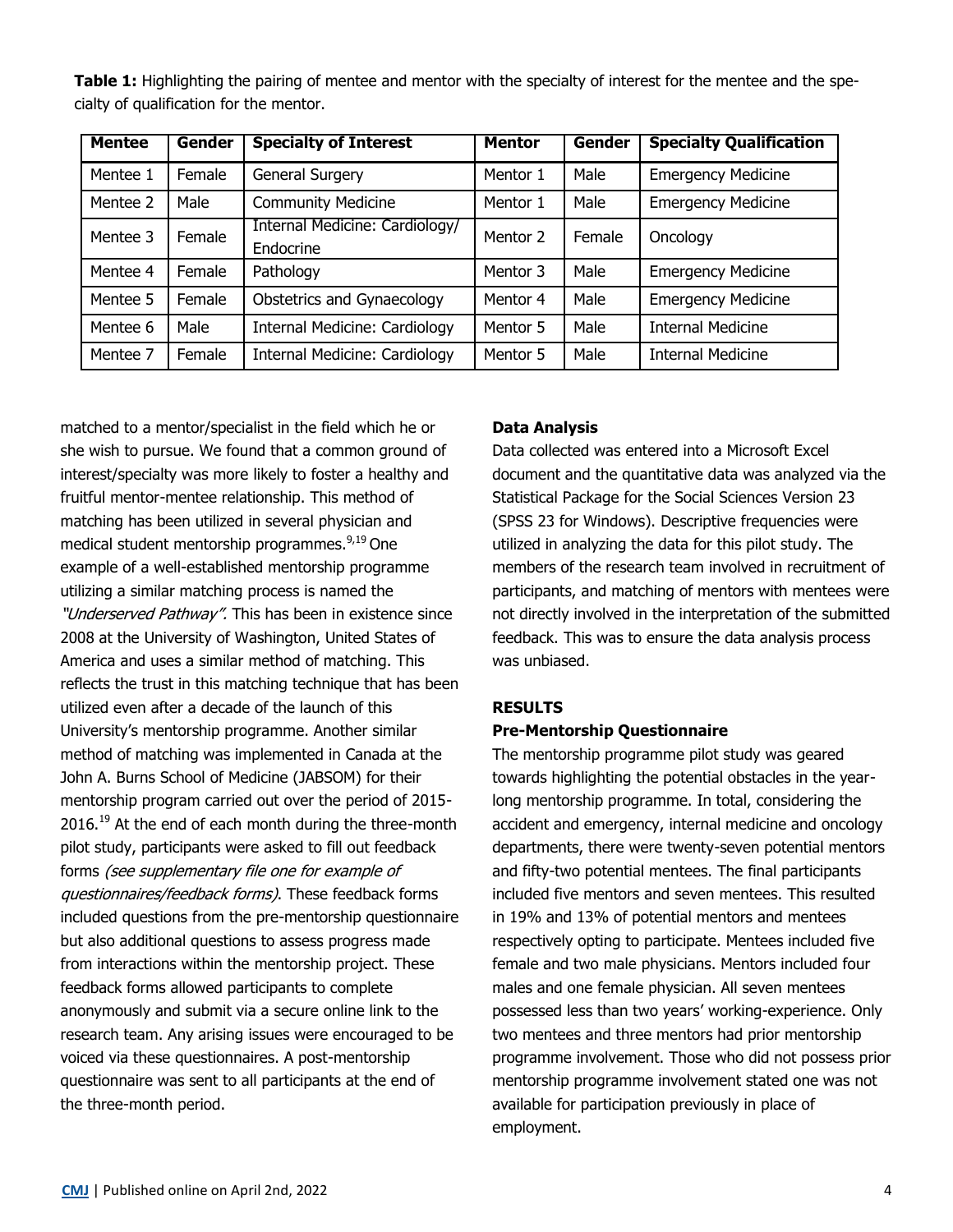**Table 1:** Highlighting the pairing of mentee and mentor with the specialty of interest for the mentee and the specialty of qualification for the mentor.

| Mentee | Gender | Specialty of Interest | Mentor | Gender | Specialty Qualification |
|---|---|---|---|---|---|
| Mentee 1 | Female | General Surgery | Mentor 1 | Male | Emergency Medicine |
| Mentee 2 | Male | Community Medicine | Mentor 1 | Male | Emergency Medicine |
| Mentee 3 | Female | Internal Medicine: Cardiology/ Endocrine | Mentor 2 | Female | Oncology |
| Mentee 4 | Female | Pathology | Mentor 3 | Male | Emergency Medicine |
| Mentee 5 | Female | Obstetrics and Gynaecology | Mentor 4 | Male | Emergency Medicine |
| Mentee 6 | Male | Internal Medicine: Cardiology | Mentor 5 | Male | Internal Medicine |
| Mentee 7 | Female | Internal Medicine: Cardiology | Mentor 5 | Male | Internal Medicine |

matched to a mentor/specialist in the field which he or she wish to pursue. We found that a common ground of interest/specialty was more likely to foster a healthy and fruitful mentor-mentee relationship. This method of matching has been utilized in several physician and medical student mentorship programmes.[9,19] One example of a well-established mentorship programme utilizing a similar matching process is named the *"Underserved Pathway"*. This has been in existence since 2008 at the University of Washington, United States of America and uses a similar method of matching. This reflects the trust in this matching technique that has been utilized even after a decade of the launch of this University's mentorship programme. Another similar method of matching was implemented in Canada at the John A. Burns School of Medicine (JABSOM) for their mentorship program carried out over the period of 2015-2016.[19] At the end of each month during the three-month pilot study, participants were asked to fill out feedback forms *(see supplementary file one for example of questionnaires/feedback forms)*. These feedback forms included questions from the pre-mentorship questionnaire but also additional questions to assess progress made from interactions within the mentorship project. These feedback forms allowed participants to complete anonymously and submit via a secure online link to the research team. Any arising issues were encouraged to be voiced via these questionnaires. A post-mentorship questionnaire was sent to all participants at the end of the three-month period.

### Data Analysis

Data collected was entered into a Microsoft Excel document and the quantitative data was analyzed via the Statistical Package for the Social Sciences Version 23 (SPSS 23 for Windows). Descriptive frequencies were utilized in analyzing the data for this pilot study. The members of the research team involved in recruitment of participants, and matching of mentors with mentees were not directly involved in the interpretation of the submitted feedback. This was to ensure the data analysis process was unbiased.

## RESULTS

### Pre-Mentorship Questionnaire

The mentorship programme pilot study was geared towards highlighting the potential obstacles in the year-long mentorship programme. In total, considering the accident and emergency, internal medicine and oncology departments, there were twenty-seven potential mentors and fifty-two potential mentees. The final participants included five mentors and seven mentees. This resulted in 19% and 13% of potential mentors and mentees respectively opting to participate. Mentees included five female and two male physicians. Mentors included four males and one female physician. All seven mentees possessed less than two years' working-experience. Only two mentees and three mentors had prior mentorship programme involvement. Those who did not possess prior mentorship programme involvement stated one was not available for participation previously in place of employment.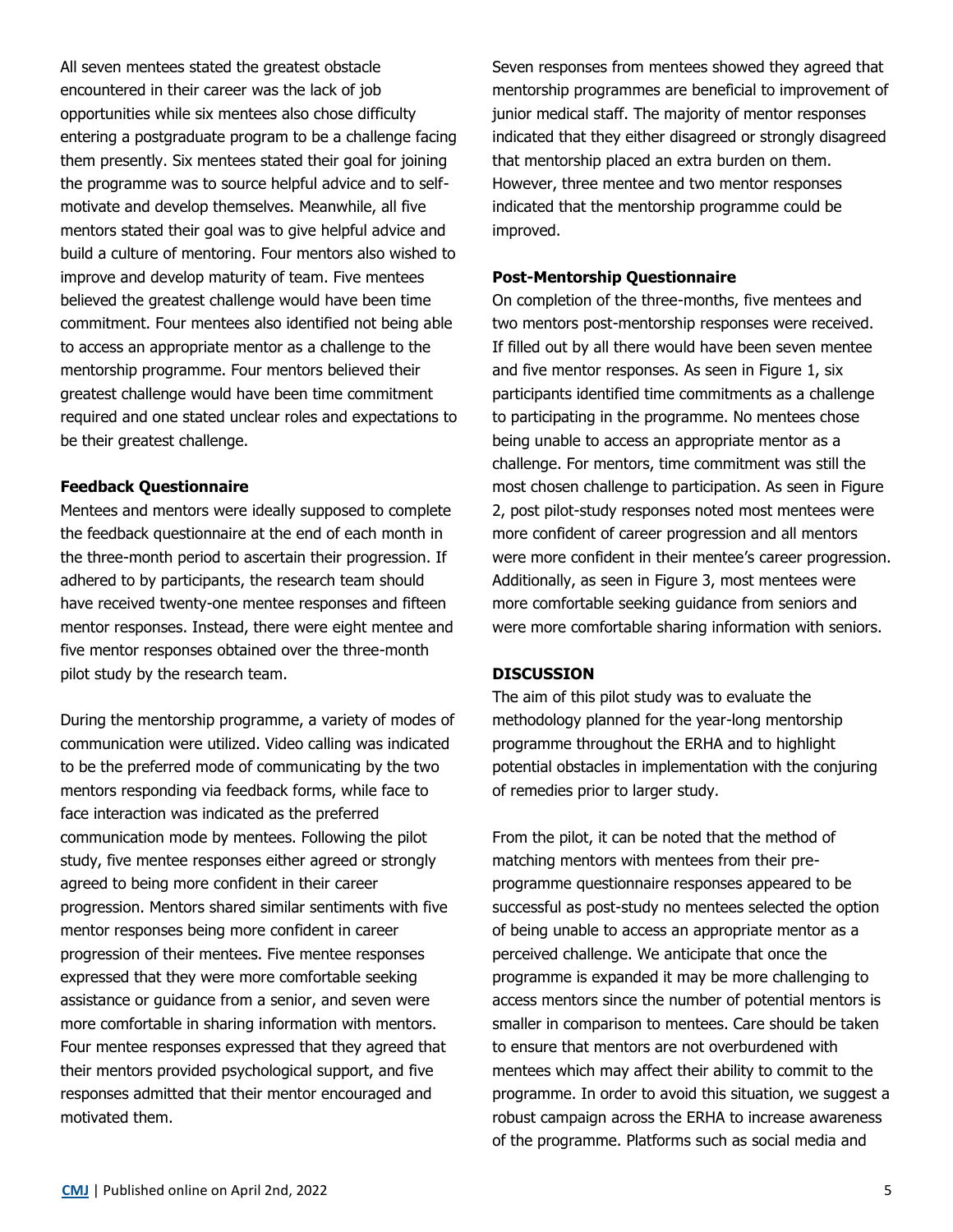All seven mentees stated the greatest obstacle encountered in their career was the lack of job opportunities while six mentees also chose difficulty entering a postgraduate program to be a challenge facing them presently. Six mentees stated their goal for joining the programme was to source helpful advice and to self-motivate and develop themselves. Meanwhile, all five mentors stated their goal was to give helpful advice and build a culture of mentoring. Four mentors also wished to improve and develop maturity of team. Five mentees believed the greatest challenge would have been time commitment. Four mentees also identified not being able to access an appropriate mentor as a challenge to the mentorship programme. Four mentors believed their greatest challenge would have been time commitment required and one stated unclear roles and expectations to be their greatest challenge.

**Feedback Questionnaire**

Mentees and mentors were ideally supposed to complete the feedback questionnaire at the end of each month in the three-month period to ascertain their progression. If adhered to by participants, the research team should have received twenty-one mentee responses and fifteen mentor responses. Instead, there were eight mentee and five mentor responses obtained over the three-month pilot study by the research team.

During the mentorship programme, a variety of modes of communication were utilized. Video calling was indicated to be the preferred mode of communicating by the two mentors responding via feedback forms, while face to face interaction was indicated as the preferred communication mode by mentees. Following the pilot study, five mentee responses either agreed or strongly agreed to being more confident in their career progression. Mentors shared similar sentiments with five mentor responses being more confident in career progression of their mentees. Five mentee responses expressed that they were more comfortable seeking assistance or guidance from a senior, and seven were more comfortable in sharing information with mentors. Four mentee responses expressed that they agreed that their mentors provided psychological support, and five responses admitted that their mentor encouraged and motivated them.

Seven responses from mentees showed they agreed that mentorship programmes are beneficial to improvement of junior medical staff. The majority of mentor responses indicated that they either disagreed or strongly disagreed that mentorship placed an extra burden on them. However, three mentee and two mentor responses indicated that the mentorship programme could be improved.

**Post-Mentorship Questionnaire**

On completion of the three-months, five mentees and two mentors post-mentorship responses were received. If filled out by all there would have been seven mentee and five mentor responses. As seen in Figure 1, six participants identified time commitments as a challenge to participating in the programme. No mentees chose being unable to access an appropriate mentor as a challenge. For mentors, time commitment was still the most chosen challenge to participation. As seen in Figure 2, post pilot-study responses noted most mentees were more confident of career progression and all mentors were more confident in their mentee's career progression. Additionally, as seen in Figure 3, most mentees were more comfortable seeking guidance from seniors and were more comfortable sharing information with seniors.

## DISCUSSION

The aim of this pilot study was to evaluate the methodology planned for the year-long mentorship programme throughout the ERHA and to highlight potential obstacles in implementation with the conjuring of remedies prior to larger study.

From the pilot, it can be noted that the method of matching mentors with mentees from their pre-programme questionnaire responses appeared to be successful as post-study no mentees selected the option of being unable to access an appropriate mentor as a perceived challenge. We anticipate that once the programme is expanded it may be more challenging to access mentors since the number of potential mentors is smaller in comparison to mentees. Care should be taken to ensure that mentors are not overburdened with mentees which may affect their ability to commit to the programme. In order to avoid this situation, we suggest a robust campaign across the ERHA to increase awareness of the programme. Platforms such as social media and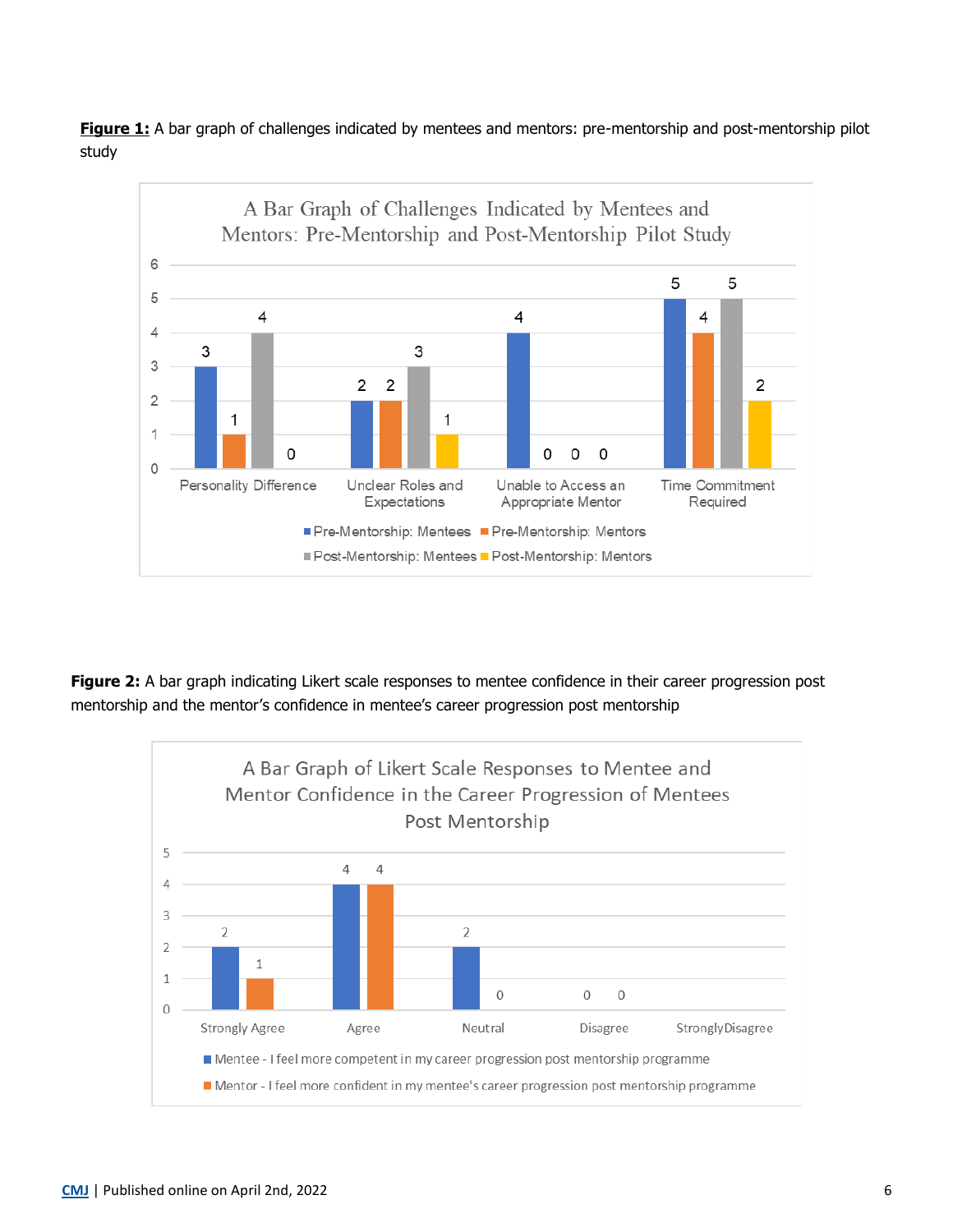**Figure 1:** A bar graph of challenges indicated by mentees and mentors: pre-mentorship and post-mentorship pilot study

**Figure 2:** A bar graph indicating Likert scale responses to mentee confidence in their career progression post mentorship and the mentor's confidence in mentee's career progression post mentorship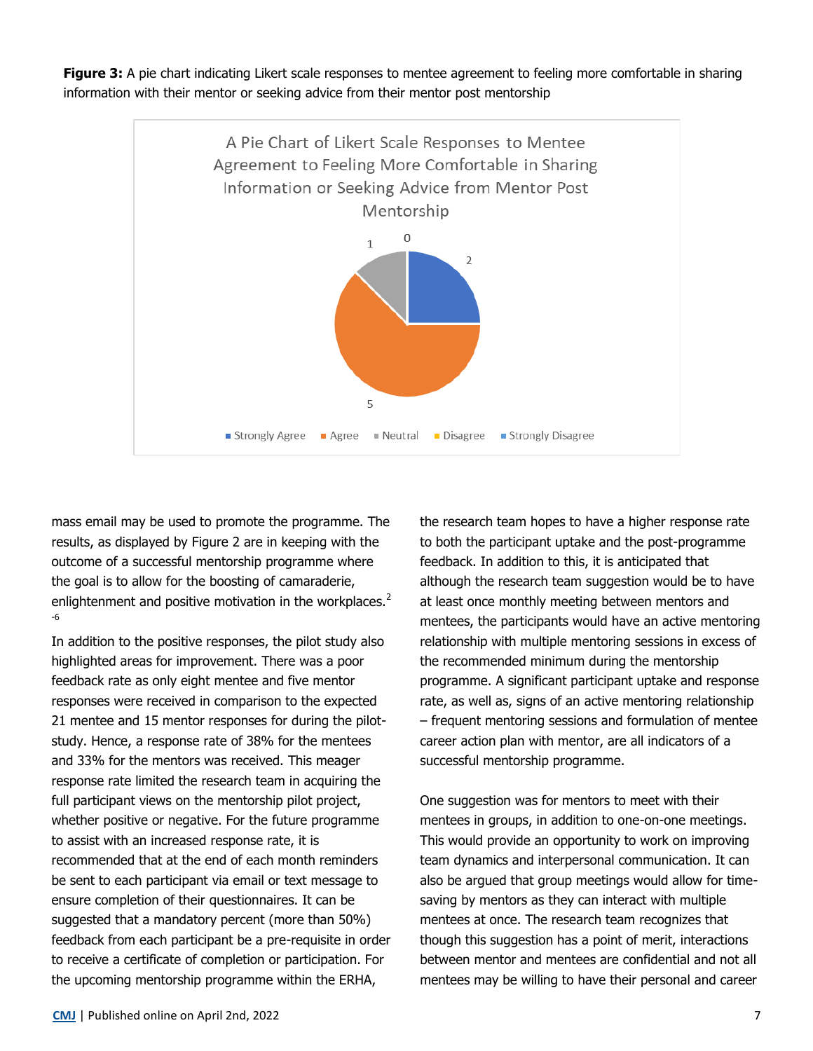**Figure 3:** A pie chart indicating Likert scale responses to mentee agreement to feeling more comfortable in sharing information with their mentor or seeking advice from their mentor post mentorship

A Pie Chart of Likert Scale Responses to Mentee Agreement to Feeling More Comfortable in Sharing Information or Seeking Advice from Mentor Post Mentorship

| Response | Count |
| --- | --- |
| Strongly Agree | 2 |
| Agree | 5 |
| Neutral | 1 |
| Disagree | 0 |
| Strongly Disagree | |

mass email may be used to promote the programme. The results, as displayed by Figure 2 are in keeping with the outcome of a successful mentorship programme where the goal is to allow for the boosting of camaraderie, enlightenment and positive motivation in the workplaces.[2-6]

In addition to the positive responses, the pilot study also highlighted areas for improvement. There was a poor feedback rate as only eight mentee and five mentor responses were received in comparison to the expected 21 mentee and 15 mentor responses for during the pilot-study. Hence, a response rate of 38% for the mentees and 33% for the mentors was received. This meager response rate limited the research team in acquiring the full participant views on the mentorship pilot project, whether positive or negative. For the future programme to assist with an increased response rate, it is recommended that at the end of each month reminders be sent to each participant via email or text message to ensure completion of their questionnaires. It can be suggested that a mandatory percent (more than 50%) feedback from each participant be a pre-requisite in order to receive a certificate of completion or participation. For the upcoming mentorship programme within the ERHA, the research team hopes to have a higher response rate to both the participant uptake and the post-programme feedback. In addition to this, it is anticipated that although the research team suggestion would be to have at least once monthly meeting between mentors and mentees, the participants would have an active mentoring relationship with multiple mentoring sessions in excess of the recommended minimum during the mentorship programme. A significant participant uptake and response rate, as well as, signs of an active mentoring relationship – frequent mentoring sessions and formulation of mentee career action plan with mentor, are all indicators of a successful mentorship programme.

One suggestion was for mentors to meet with their mentees in groups, in addition to one-on-one meetings. This would provide an opportunity to work on improving team dynamics and interpersonal communication. It can also be argued that group meetings would allow for time-saving by mentors as they can interact with multiple mentees at once. The research team recognizes that though this suggestion has a point of merit, interactions between mentor and mentees are confidential and not all mentees may be willing to have their personal and career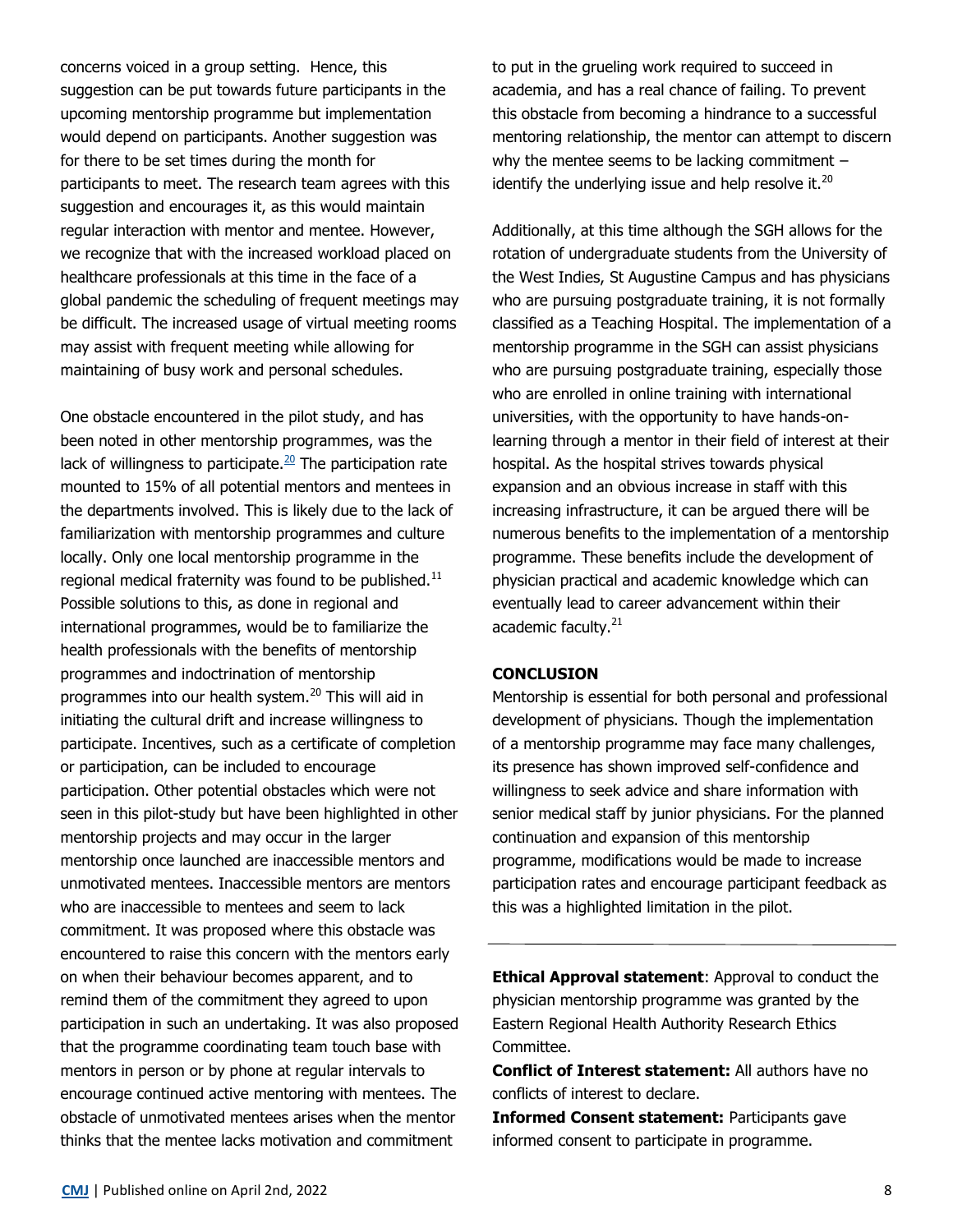concerns voiced in a group setting. Hence, this suggestion can be put towards future participants in the upcoming mentorship programme but implementation would depend on participants. Another suggestion was for there to be set times during the month for participants to meet. The research team agrees with this suggestion and encourages it, as this would maintain regular interaction with mentor and mentee. However, we recognize that with the increased workload placed on healthcare professionals at this time in the face of a global pandemic the scheduling of frequent meetings may be difficult. The increased usage of virtual meeting rooms may assist with frequent meeting while allowing for maintaining of busy work and personal schedules.

One obstacle encountered in the pilot study, and has been noted in other mentorship programmes, was the lack of willingness to participate.[20] The participation rate mounted to 15% of all potential mentors and mentees in the departments involved. This is likely due to the lack of familiarization with mentorship programmes and culture locally. Only one local mentorship programme in the regional medical fraternity was found to be published.[11] Possible solutions to this, as done in regional and international programmes, would be to familiarize the health professionals with the benefits of mentorship programmes and indoctrination of mentorship programmes into our health system.[20] This will aid in initiating the cultural drift and increase willingness to participate. Incentives, such as a certificate of completion or participation, can be included to encourage participation. Other potential obstacles which were not seen in this pilot-study but have been highlighted in other mentorship projects and may occur in the larger mentorship once launched are inaccessible mentors and unmotivated mentees. Inaccessible mentors are mentors who are inaccessible to mentees and seem to lack commitment. It was proposed where this obstacle was encountered to raise this concern with the mentors early on when their behaviour becomes apparent, and to remind them of the commitment they agreed to upon participation in such an undertaking. It was also proposed that the programme coordinating team touch base with mentors in person or by phone at regular intervals to encourage continued active mentoring with mentees. The obstacle of unmotivated mentees arises when the mentor thinks that the mentee lacks motivation and commitment to put in the grueling work required to succeed in academia, and has a real chance of failing. To prevent this obstacle from becoming a hindrance to a successful mentoring relationship, the mentor can attempt to discern why the mentee seems to be lacking commitment – identify the underlying issue and help resolve it.[20]

Additionally, at this time although the SGH allows for the rotation of undergraduate students from the University of the West Indies, St Augustine Campus and has physicians who are pursuing postgraduate training, it is not formally classified as a Teaching Hospital. The implementation of a mentorship programme in the SGH can assist physicians who are pursuing postgraduate training, especially those who are enrolled in online training with international universities, with the opportunity to have hands-on-learning through a mentor in their field of interest at their hospital. As the hospital strives towards physical expansion and an obvious increase in staff with this increasing infrastructure, it can be argued there will be numerous benefits to the implementation of a mentorship programme. These benefits include the development of physician practical and academic knowledge which can eventually lead to career advancement within their academic faculty.[21]

## CONCLUSION

Mentorship is essential for both personal and professional development of physicians. Though the implementation of a mentorship programme may face many challenges, its presence has shown improved self-confidence and willingness to seek advice and share information with senior medical staff by junior physicians. For the planned continuation and expansion of this mentorship programme, modifications would be made to increase participation rates and encourage participant feedback as this was a highlighted limitation in the pilot.

---

**Ethical Approval statement**: Approval to conduct the physician mentorship programme was granted by the Eastern Regional Health Authority Research Ethics Committee.

**Conflict of Interest statement:** All authors have no conflicts of interest to declare.

**Informed Consent statement:** Participants gave informed consent to participate in programme.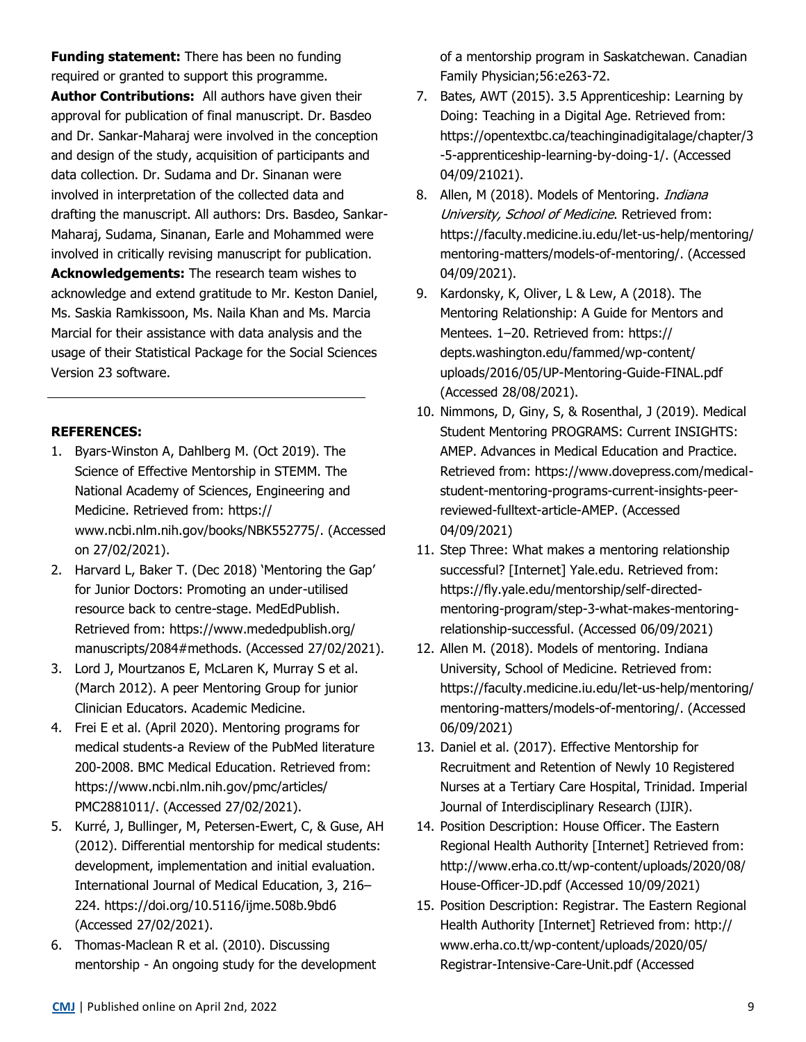**Funding statement:** There has been no funding required or granted to support this programme.

**Author Contributions:** All authors have given their approval for publication of final manuscript. Dr. Basdeo and Dr. Sankar-Maharaj were involved in the conception and design of the study, acquisition of participants and data collection. Dr. Sudama and Dr. Sinanan were involved in interpretation of the collected data and drafting the manuscript. All authors: Drs. Basdeo, Sankar-Maharaj, Sudama, Sinanan, Earle and Mohammed were involved in critically revising manuscript for publication.

**Acknowledgements:** The research team wishes to acknowledge and extend gratitude to Mr. Keston Daniel, Ms. Saskia Ramkissoon, Ms. Naila Khan and Ms. Marcia Marcial for their assistance with data analysis and the usage of their Statistical Package for the Social Sciences Version 23 software.

---

**REFERENCES:**

1. Byars-Winston A, Dahlberg M. (Oct 2019). The Science of Effective Mentorship in STEMM. The National Academy of Sciences, Engineering and Medicine. Retrieved from: https://www.ncbi.nlm.nih.gov/books/NBK552775/. (Accessed on 27/02/2021).
2. Harvard L, Baker T. (Dec 2018) 'Mentoring the Gap' for Junior Doctors: Promoting an under-utilised resource back to centre-stage. MedEdPublish. Retrieved from: https://www.mededpublish.org/manuscripts/2084#methods. (Accessed 27/02/2021).
3. Lord J, Mourtzanos E, McLaren K, Murray S et al. (March 2012). A peer Mentoring Group for junior Clinician Educators. Academic Medicine.
4. Frei E et al. (April 2020). Mentoring programs for medical students-a Review of the PubMed literature 200-2008. BMC Medical Education. Retrieved from: https://www.ncbi.nlm.nih.gov/pmc/articles/PMC2881011/. (Accessed 27/02/2021).
5. Kurré, J, Bullinger, M, Petersen-Ewert, C, & Guse, AH (2012). Differential mentorship for medical students: development, implementation and initial evaluation. International Journal of Medical Education, 3, 216–224. https://doi.org/10.5116/ijme.508b.9bd6 (Accessed 27/02/2021).
6. Thomas-Maclean R et al. (2010). Discussing mentorship - An ongoing study for the development of a mentorship program in Saskatchewan. Canadian Family Physician;56:e263-72.
7. Bates, AWT (2015). 3.5 Apprenticeship: Learning by Doing: Teaching in a Digital Age. Retrieved from: https://opentextbc.ca/teachinginadigitalage/chapter/3-5-apprenticeship-learning-by-doing-1/. (Accessed 04/09/21021).
8. Allen, M (2018). Models of Mentoring. *Indiana University, School of Medicine*. Retrieved from: https://faculty.medicine.iu.edu/let-us-help/mentoring/mentoring-matters/models-of-mentoring/. (Accessed 04/09/2021).
9. Kardonsky, K, Oliver, L & Lew, A (2018). The Mentoring Relationship: A Guide for Mentors and Mentees. 1–20. Retrieved from: https://depts.washington.edu/fammed/wp-content/uploads/2016/05/UP-Mentoring-Guide-FINAL.pdf (Accessed 28/08/2021).
10. Nimmons, D, Giny, S, & Rosenthal, J (2019). Medical Student Mentoring PROGRAMS: Current INSIGHTS: AMEP. Advances in Medical Education and Practice. Retrieved from: https://www.dovepress.com/medical-student-mentoring-programs-current-insights-peer-reviewed-fulltext-article-AMEP. (Accessed 04/09/2021)
11. Step Three: What makes a mentoring relationship successful? [Internet] Yale.edu. Retrieved from: https://fly.yale.edu/mentorship/self-directed-mentoring-program/step-3-what-makes-mentoring-relationship-successful. (Accessed 06/09/2021)
12. Allen M. (2018). Models of mentoring. Indiana University, School of Medicine. Retrieved from: https://faculty.medicine.iu.edu/let-us-help/mentoring/mentoring-matters/models-of-mentoring/. (Accessed 06/09/2021)
13. Daniel et al. (2017). Effective Mentorship for Recruitment and Retention of Newly 10 Registered Nurses at a Tertiary Care Hospital, Trinidad. Imperial Journal of Interdisciplinary Research (IJIR).
14. Position Description: House Officer. The Eastern Regional Health Authority [Internet] Retrieved from: http://www.erha.co.tt/wp-content/uploads/2020/08/House-Officer-JD.pdf (Accessed 10/09/2021)
15. Position Description: Registrar. The Eastern Regional Health Authority [Internet] Retrieved from: http://www.erha.co.tt/wp-content/uploads/2020/05/Registrar-Intensive-Care-Unit.pdf (Accessed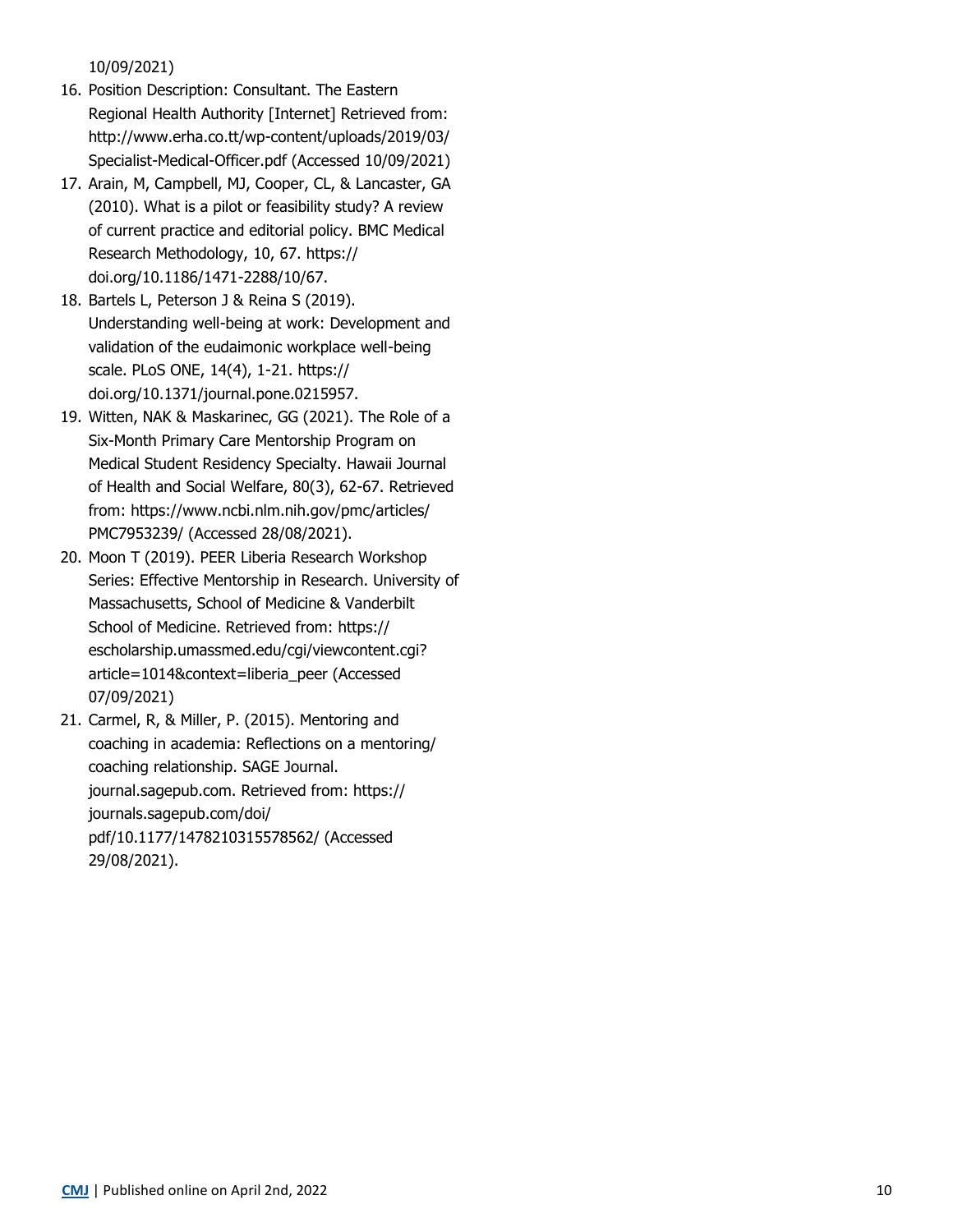10/09/2021)

16. Position Description: Consultant. The Eastern Regional Health Authority [Internet] Retrieved from: http://www.erha.co.tt/wp-content/uploads/2019/03/Specialist-Medical-Officer.pdf (Accessed 10/09/2021)
17. Arain, M, Campbell, MJ, Cooper, CL, & Lancaster, GA (2010). What is a pilot or feasibility study? A review of current practice and editorial policy. BMC Medical Research Methodology, 10, 67. https://doi.org/10.1186/1471-2288/10/67.
18. Bartels L, Peterson J & Reina S (2019). Understanding well-being at work: Development and validation of the eudaimonic workplace well-being scale. PLoS ONE, 14(4), 1-21. https://doi.org/10.1371/journal.pone.0215957.
19. Witten, NAK & Maskarinec, GG (2021). The Role of a Six-Month Primary Care Mentorship Program on Medical Student Residency Specialty. Hawaii Journal of Health and Social Welfare, 80(3), 62-67. Retrieved from: https://www.ncbi.nlm.nih.gov/pmc/articles/PMC7953239/ (Accessed 28/08/2021).
20. Moon T (2019). PEER Liberia Research Workshop Series: Effective Mentorship in Research. University of Massachusetts, School of Medicine & Vanderbilt School of Medicine. Retrieved from: https://escholarship.umassmed.edu/cgi/viewcontent.cgi?article=1014&context=liberia_peer (Accessed 07/09/2021)
21. Carmel, R, & Miller, P. (2015). Mentoring and coaching in academia: Reflections on a mentoring/coaching relationship. SAGE Journal. journal.sagepub.com. Retrieved from: https://journals.sagepub.com/doi/pdf/10.1177/1478210315578562/ (Accessed 29/08/2021).